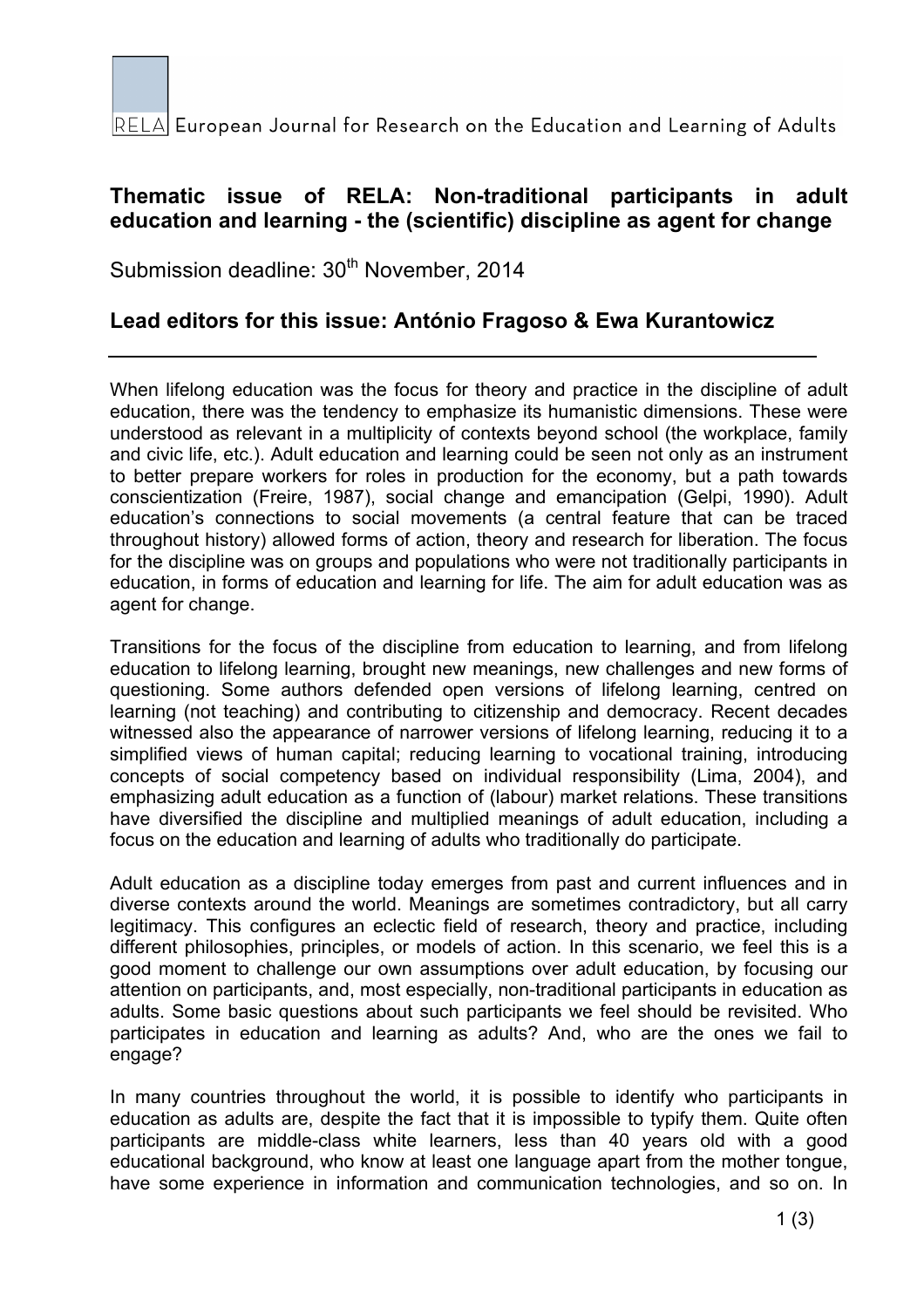RELA European Journal for Research on the Education and Learning of Adults

## Thematic issue of RELA: Non-traditional participants in adult education and learning - the (scientific) discipline as agent for change

Submission deadline: 30th November, 2014

### Lead editors for this issue: António Fragoso & Ewa Kurantowicz

---

When lifelong education was the focus for theory and practice in the discipline of adult education, there was the tendency to emphasize its humanistic dimensions. These were understood as relevant in a multiplicity of contexts beyond school (the workplace, family and civic life, etc.). Adult education and learning could be seen not only as an instrument to better prepare workers for roles in production for the economy, but a path towards conscientization (Freire, 1987), social change and emancipation (Gelpi, 1990). Adult education's connections to social movements (a central feature that can be traced throughout history) allowed forms of action, theory and research for liberation. The focus for the discipline was on groups and populations who were not traditionally participants in education, in forms of education and learning for life. The aim for adult education was as agent for change.

Transitions for the focus of the discipline from education to learning, and from lifelong education to lifelong learning, brought new meanings, new challenges and new forms of questioning. Some authors defended open versions of lifelong learning, centred on learning (not teaching) and contributing to citizenship and democracy. Recent decades witnessed also the appearance of narrower versions of lifelong learning, reducing it to a simplified views of human capital; reducing learning to vocational training, introducing concepts of social competency based on individual responsibility (Lima, 2004), and emphasizing adult education as a function of (labour) market relations. These transitions have diversified the discipline and multiplied meanings of adult education, including a focus on the education and learning of adults who traditionally do participate.

Adult education as a discipline today emerges from past and current influences and in diverse contexts around the world. Meanings are sometimes contradictory, but all carry legitimacy. This configures an eclectic field of research, theory and practice, including different philosophies, principles, or models of action. In this scenario, we feel this is a good moment to challenge our own assumptions over adult education, by focusing our attention on participants, and, most especially, non-traditional participants in education as adults. Some basic questions about such participants we feel should be revisited. Who participates in education and learning as adults? And, who are the ones we fail to engage?

In many countries throughout the world, it is possible to identify who participants in education as adults are, despite the fact that it is impossible to typify them. Quite often participants are middle-class white learners, less than 40 years old with a good educational background, who know at least one language apart from the mother tongue, have some experience in information and communication technologies, and so on. In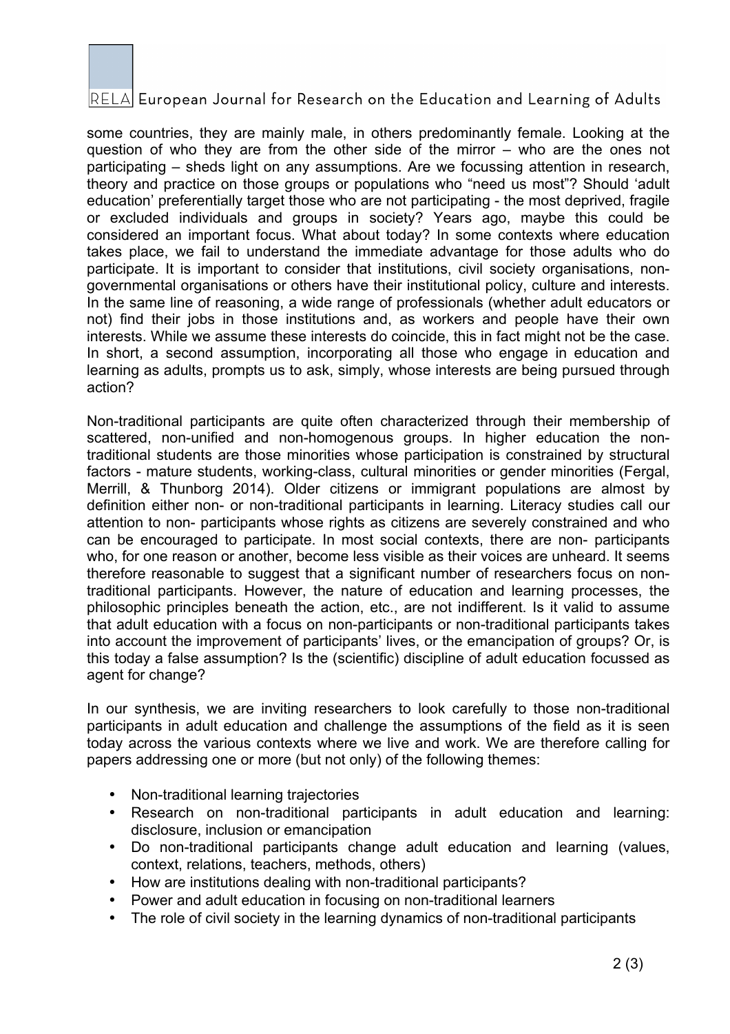some countries, they are mainly male, in others predominantly female. Looking at the question of who they are from the other side of the mirror – who are the ones not participating – sheds light on any assumptions. Are we focussing attention in research, theory and practice on those groups or populations who "need us most"? Should 'adult education' preferentially target those who are not participating - the most deprived, fragile or excluded individuals and groups in society? Years ago, maybe this could be considered an important focus. What about today? In some contexts where education takes place, we fail to understand the immediate advantage for those adults who do participate. It is important to consider that institutions, civil society organisations, non-governmental organisations or others have their institutional policy, culture and interests. In the same line of reasoning, a wide range of professionals (whether adult educators or not) find their jobs in those institutions and, as workers and people have their own interests. While we assume these interests do coincide, this in fact might not be the case. In short, a second assumption, incorporating all those who engage in education and learning as adults, prompts us to ask, simply, whose interests are being pursued through action?

Non-traditional participants are quite often characterized through their membership of scattered, non-unified and non-homogenous groups. In higher education the non-traditional students are those minorities whose participation is constrained by structural factors - mature students, working-class, cultural minorities or gender minorities (Fergal, Merrill, & Thunborg 2014). Older citizens or immigrant populations are almost by definition either non- or non-traditional participants in learning. Literacy studies call our attention to non- participants whose rights as citizens are severely constrained and who can be encouraged to participate. In most social contexts, there are non- participants who, for one reason or another, become less visible as their voices are unheard. It seems therefore reasonable to suggest that a significant number of researchers focus on non-traditional participants. However, the nature of education and learning processes, the philosophic principles beneath the action, etc., are not indifferent. Is it valid to assume that adult education with a focus on non-participants or non-traditional participants takes into account the improvement of participants' lives, or the emancipation of groups? Or, is this today a false assumption? Is the (scientific) discipline of adult education focussed as agent for change?

In our synthesis, we are inviting researchers to look carefully to those non-traditional participants in adult education and challenge the assumptions of the field as it is seen today across the various contexts where we live and work. We are therefore calling for papers addressing one or more (but not only) of the following themes:

- Non-traditional learning trajectories
- Research on non-traditional participants in adult education and learning: disclosure, inclusion or emancipation
- Do non-traditional participants change adult education and learning (values, context, relations, teachers, methods, others)
- How are institutions dealing with non-traditional participants?
- Power and adult education in focusing on non-traditional learners
- The role of civil society in the learning dynamics of non-traditional participants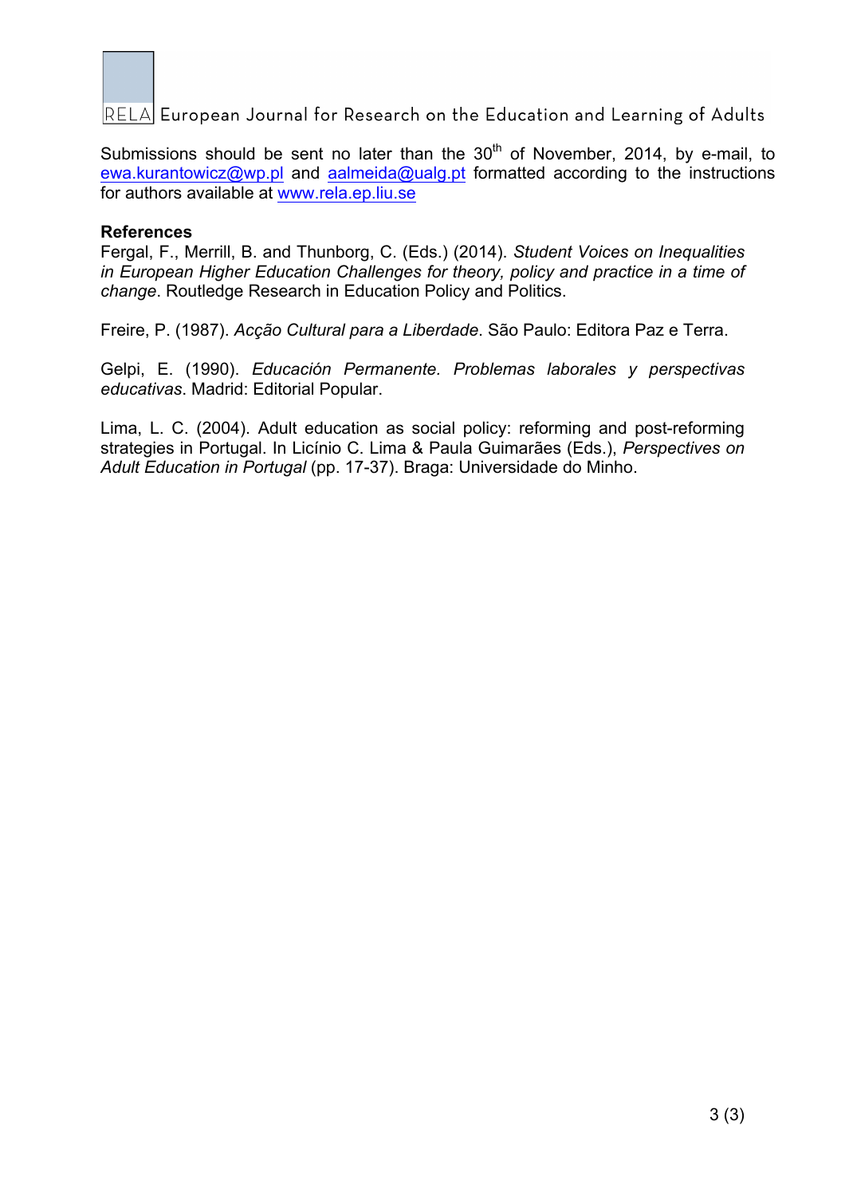Submissions should be sent no later than the 30th of November, 2014, by e-mail, to ewa.kurantowicz@wp.pl and aalmeida@ualg.pt formatted according to the instructions for authors available at www.rela.ep.liu.se

**References**

Fergal, F., Merrill, B. and Thunborg, C. (Eds.) (2014). *Student Voices on Inequalities in European Higher Education Challenges for theory, policy and practice in a time of change*. Routledge Research in Education Policy and Politics.

Freire, P. (1987). *Acção Cultural para a Liberdade*. São Paulo: Editora Paz e Terra.

Gelpi, E. (1990). *Educación Permanente. Problemas laborales y perspectivas educativas*. Madrid: Editorial Popular.

Lima, L. C. (2004). Adult education as social policy: reforming and post-reforming strategies in Portugal. In Licínio C. Lima & Paula Guimarães (Eds.), *Perspectives on Adult Education in Portugal* (pp. 17-37). Braga: Universidade do Minho.